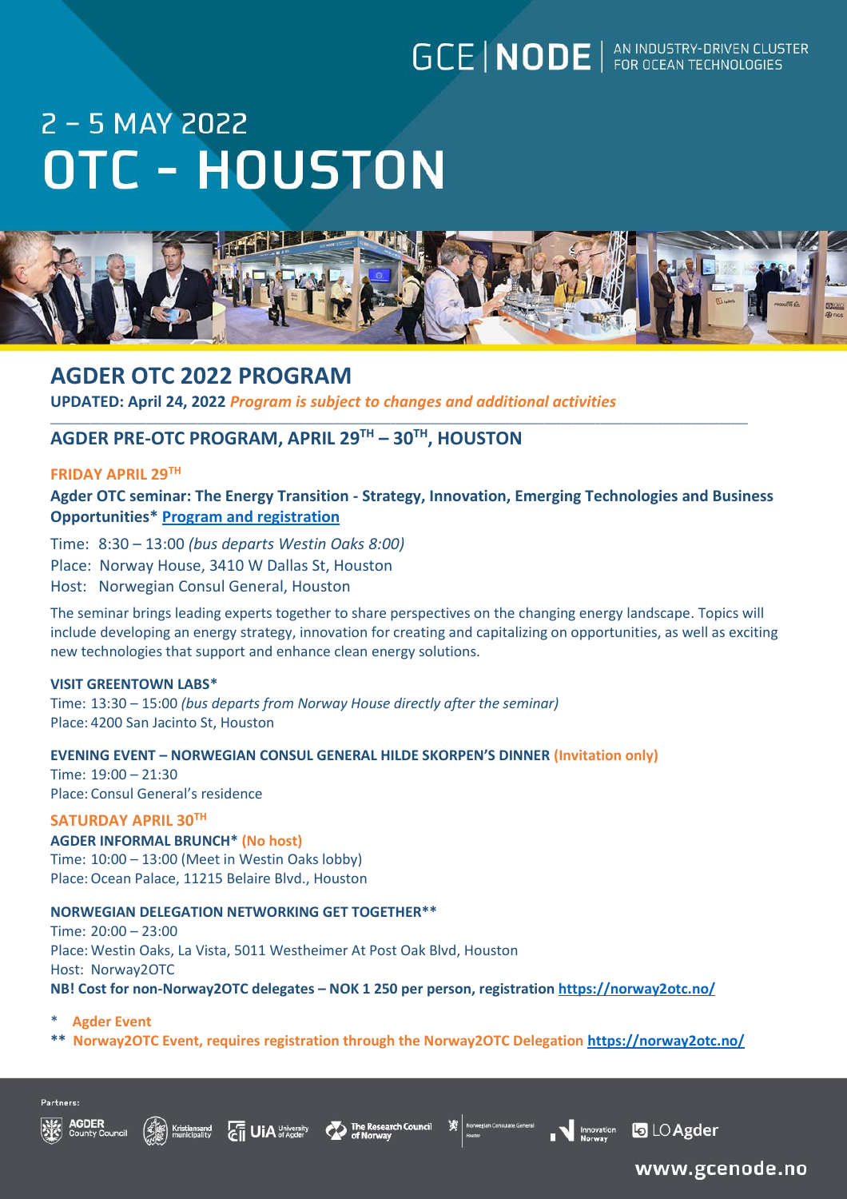GCE | NODE — AN INDUSTRY-DRIVEN CLUSTER FOR OCEAN TECHNOLOGIES

# 2 – 5 MAY 2022
# OTC - HOUSTON

## AGDER OTC 2022 PROGRAM

**UPDATED: April 24, 2022** ***Program is subject to changes and additional activities***

## AGDER PRE-OTC PROGRAM, APRIL 29TH – 30TH, HOUSTON

### FRIDAY APRIL 29TH

**Agder OTC seminar: The Energy Transition - Strategy, Innovation, Emerging Technologies and Business Opportunities*** **Program and registration**

Time: 8:30 – 13:00 *(bus departs Westin Oaks 8:00)*
Place: Norway House, 3410 W Dallas St, Houston
Host: Norwegian Consul General, Houston

The seminar brings leading experts together to share perspectives on the changing energy landscape. Topics will include developing an energy strategy, innovation for creating and capitalizing on opportunities, as well as exciting new technologies that support and enhance clean energy solutions.

**VISIT GREENTOWN LABS***
Time: 13:30 – 15:00 *(bus departs from Norway House directly after the seminar)*
Place: 4200 San Jacinto St, Houston

**EVENING EVENT – NORWEGIAN CONSUL GENERAL HILDE SKORPEN'S DINNER (Invitation only)**
Time: 19:00 – 21:30
Place: Consul General's residence

### SATURDAY APRIL 30TH

**AGDER INFORMAL BRUNCH* (No host)**
Time: 10:00 – 13:00 (Meet in Westin Oaks lobby)
Place: Ocean Palace, 11215 Belaire Blvd., Houston

**NORWEGIAN DELEGATION NETWORKING GET TOGETHER****
Time: 20:00 – 23:00
Place: Westin Oaks, La Vista, 5011 Westheimer At Post Oak Blvd, Houston
Host: Norway2OTC
**NB! Cost for non-Norway2OTC delegates – NOK 1 250 per person, registration https://norway2otc.no/**

\* **Agder Event**
\*\* **Norway2OTC Event, requires registration through the Norway2OTC Delegation https://norway2otc.no/**

Partners: AGDER County Council, Kristiansand municipality, UiA University of Agder, The Research Council of Norway, Norwegian Consulate General Houston, Innovation Norway, LO Agder

www.gcenode.no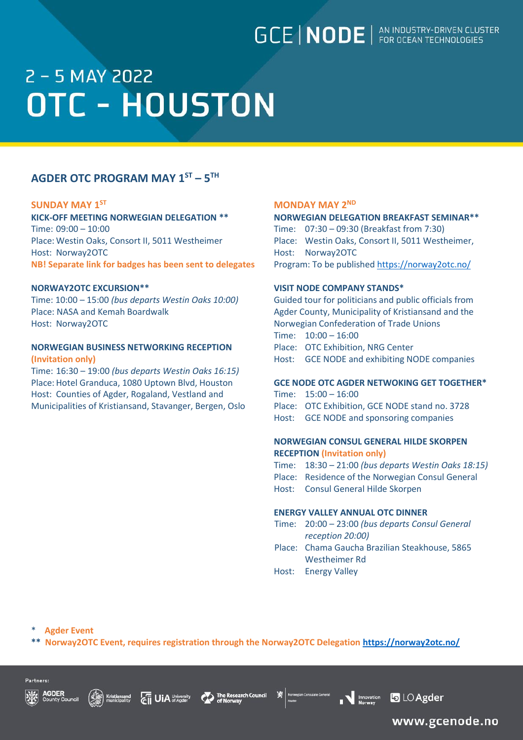GCE | NODE | AN INDUSTRY-DRIVEN CLUSTER FOR OCEAN TECHNOLOGIES

# 2 – 5 MAY 2022
# OTC - HOUSTON

## AGDER OTC PROGRAM MAY 1ST – 5TH

### SUNDAY MAY 1ST

**KICK-OFF MEETING NORWEGIAN DELEGATION \*\***
Time: 09:00 – 10:00
Place: Westin Oaks, Consort II, 5011 Westheimer
Host: Norway2OTC
**NB! Separate link for badges has been sent to delegates**

**NORWAY2OTC EXCURSION\*\***
Time: 10:00 – 15:00 *(bus departs Westin Oaks 10:00)*
Place: NASA and Kemah Boardwalk
Host: Norway2OTC

**NORWEGIAN BUSINESS NETWORKING RECEPTION (Invitation only)**
Time: 16:30 – 19:00 *(bus departs Westin Oaks 16:15)*
Place: Hotel Granduca, 1080 Uptown Blvd, Houston
Host: Counties of Agder, Rogaland, Vestland and Municipalities of Kristiansand, Stavanger, Bergen, Oslo

### MONDAY MAY 2ND

**NORWEGIAN DELEGATION BREAKFAST SEMINAR\*\***
Time: 07:30 – 09:30 (Breakfast from 7:30)
Place: Westin Oaks, Consort II, 5011 Westheimer,
Host: Norway2OTC
Program: To be published https://norway2otc.no/

**VISIT NODE COMPANY STANDS\***
Guided tour for politicians and public officials from Agder County, Municipality of Kristiansand and the Norwegian Confederation of Trade Unions
Time: 10:00 – 16:00
Place: OTC Exhibition, NRG Center
Host: GCE NODE and exhibiting NODE companies

**GCE NODE OTC AGDER NETWOKING GET TOGETHER\***
Time: 15:00 – 16:00
Place: OTC Exhibition, GCE NODE stand no. 3728
Host: GCE NODE and sponsoring companies

**NORWEGIAN CONSUL GENERAL HILDE SKORPEN RECEPTION (Invitation only)**
Time: 18:30 – 21:00 *(bus departs Westin Oaks 18:15)*
Place: Residence of the Norwegian Consul General
Host: Consul General Hilde Skorpen

**ENERGY VALLEY ANNUAL OTC DINNER**
Time: 20:00 – 23:00 *(bus departs Consul General reception 20:00)*
Place: Chama Gaucha Brazilian Steakhouse, 5865 Westheimer Rd
Host: Energy Valley

\* **Agder Event**
\*\* **Norway2OTC Event, requires registration through the Norway2OTC Delegation https://norway2otc.no/**

Partners: Agder County Council, Kristiansand municipality, UiA University of Agder, The Research Council of Norway, Norwegian Consulate General Houston, Innovation Norway, LO Agder

www.gcenode.no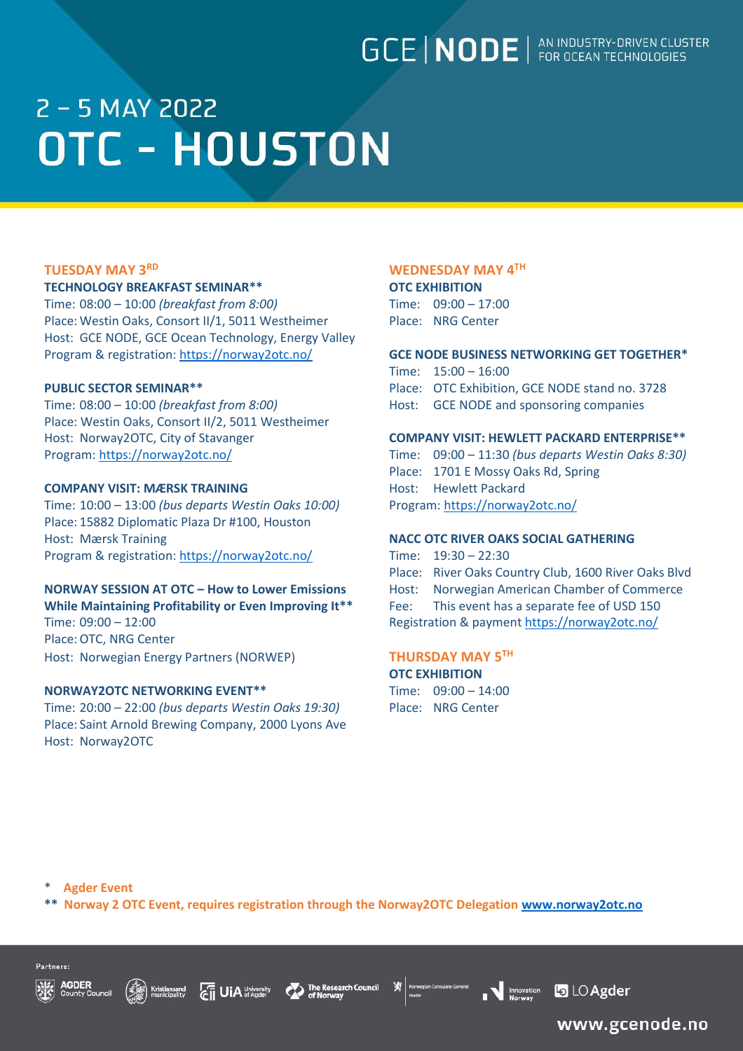GCE | NODE | AN INDUSTRY-DRIVEN CLUSTER FOR OCEAN TECHNOLOGIES

# 2 – 5 MAY 2022

# OTC - HOUSTON

## TUESDAY MAY 3RD

**TECHNOLOGY BREAKFAST SEMINAR****

Time: 08:00 – 10:00 *(breakfast from 8:00)*
Place: Westin Oaks, Consort II/1, 5011 Westheimer
Host: GCE NODE, GCE Ocean Technology, Energy Valley
Program & registration: https://norway2otc.no/

**PUBLIC SECTOR SEMINAR****

Time: 08:00 – 10:00 *(breakfast from 8:00)*
Place: Westin Oaks, Consort II/2, 5011 Westheimer
Host: Norway2OTC, City of Stavanger
Program: https://norway2otc.no/

**COMPANY VISIT: MÆRSK TRAINING**

Time: 10:00 – 13:00 *(bus departs Westin Oaks 10:00)*
Place: 15882 Diplomatic Plaza Dr #100, Houston
Host: Mærsk Training
Program & registration: https://norway2otc.no/

**NORWAY SESSION AT OTC – How to Lower Emissions While Maintaining Profitability or Even Improving It****

Time: 09:00 – 12:00
Place: OTC, NRG Center
Host: Norwegian Energy Partners (NORWEP)

**NORWAY2OTC NETWORKING EVENT****

Time: 20:00 – 22:00 *(bus departs Westin Oaks 19:30)*
Place: Saint Arnold Brewing Company, 2000 Lyons Ave
Host: Norway2OTC

## WEDNESDAY MAY 4TH

**OTC EXHIBITION**

Time: 09:00 – 17:00
Place: NRG Center

**GCE NODE BUSINESS NETWORKING GET TOGETHER***

Time: 15:00 – 16:00
Place: OTC Exhibition, GCE NODE stand no. 3728
Host: GCE NODE and sponsoring companies

**COMPANY VISIT: HEWLETT PACKARD ENTERPRISE****

Time: 09:00 – 11:30 *(bus departs Westin Oaks 8:30)*
Place: 1701 E Mossy Oaks Rd, Spring
Host: Hewlett Packard
Program: https://norway2otc.no/

**NACC OTC RIVER OAKS SOCIAL GATHERING**

Time: 19:30 – 22:30
Place: River Oaks Country Club, 1600 River Oaks Blvd
Host: Norwegian American Chamber of Commerce
Fee: This event has a separate fee of USD 150
Registration & payment https://norway2otc.no/

## THURSDAY MAY 5TH

**OTC EXHIBITION**

Time: 09:00 – 14:00
Place: NRG Center

\* **Agder Event**
\** **Norway 2 OTC Event, requires registration through the Norway2OTC Delegation www.norway2otc.no**

Partners: Agder County Council, Kristiansand municipality, UiA University of Agder, The Research Council of Norway, Norwegian Consulate General Houston, Innovation Norway, LO Agder

www.gcenode.no